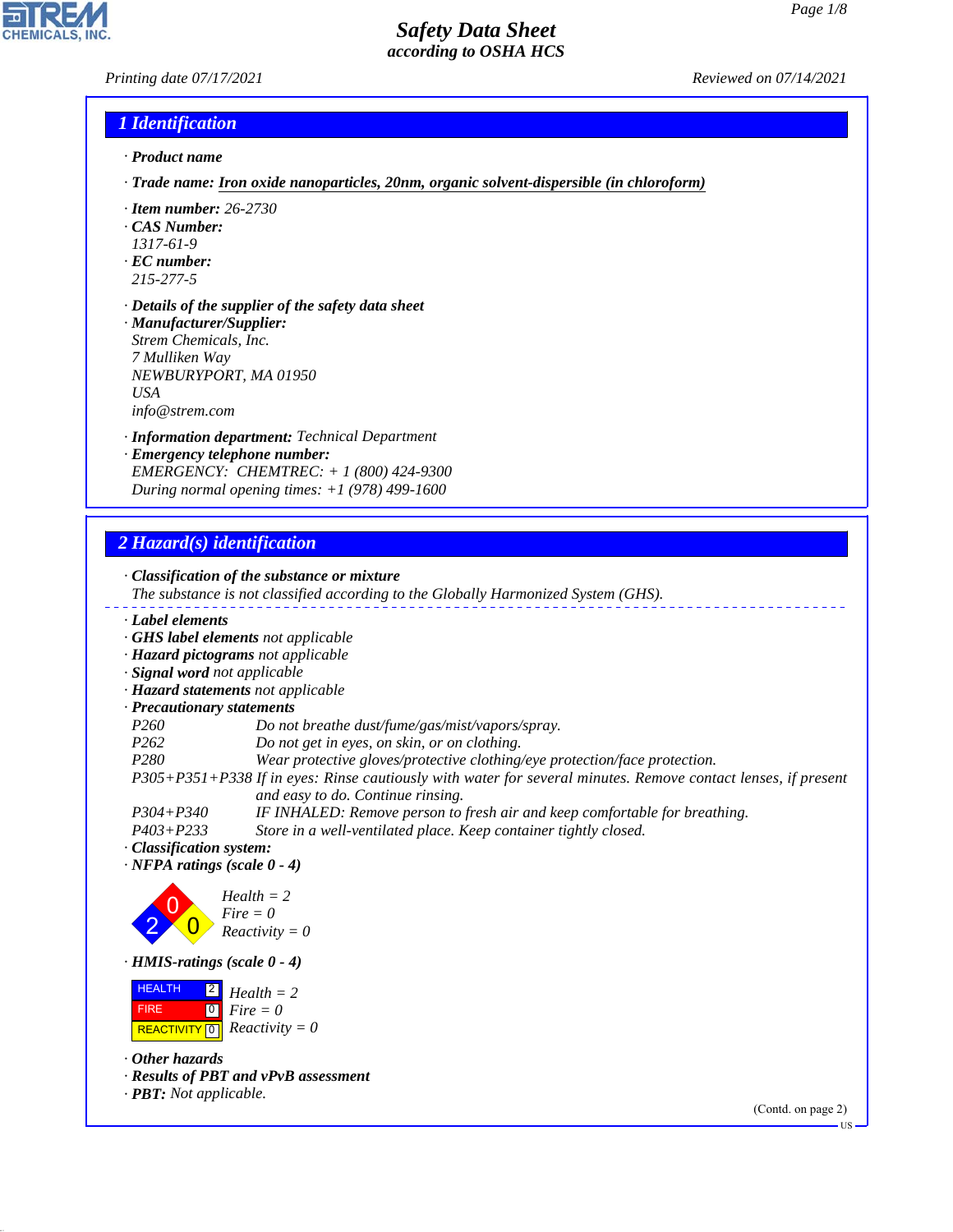# Safety Data Sheet
*according to OSHA HCS*

Printing date 07/17/2021 Reviewed on 07/14/2021

## 1 Identification

· **Product name**

· **Trade name:** Iron oxide nanoparticles, 20nm, organic solvent-dispersible (in chloroform)

· **Item number:** 26-2730

· **CAS Number:**
1317-61-9

· **EC number:**
215-277-5

· **Details of the supplier of the safety data sheet**

· **Manufacturer/Supplier:**
Strem Chemicals, Inc.
7 Mulliken Way
NEWBURYPORT, MA 01950
USA
info@strem.com

· **Information department:** Technical Department

· **Emergency telephone number:**
EMERGENCY: CHEMTREC: + 1 (800) 424-9300
During normal opening times: +1 (978) 499-1600

## 2 Hazard(s) identification

· **Classification of the substance or mixture**
The substance is not classified according to the Globally Harmonized System (GHS).

· **Label elements**
· **GHS label elements** not applicable
· **Hazard pictograms** not applicable
· **Signal word** not applicable
· **Hazard statements** not applicable
· **Precautionary statements**

P260 Do not breathe dust/fume/gas/mist/vapors/spray.
P262 Do not get in eyes, on skin, or on clothing.
P280 Wear protective gloves/protective clothing/eye protection/face protection.
P305+P351+P338 If in eyes: Rinse cautiously with water for several minutes. Remove contact lenses, if present and easy to do. Continue rinsing.
P304+P340 IF INHALED: Remove person to fresh air and keep comfortable for breathing.
P403+P233 Store in a well-ventilated place. Keep container tightly closed.

· **Classification system:**

· **NFPA ratings (scale 0 - 4)**

Health = 2
Fire = 0
Reactivity = 0

· **HMIS-ratings (scale 0 - 4)**

| | | |
|---|---|---|
| HEALTH | 2 | Health = 2 |
| FIRE | 0 | Fire = 0 |
| REACTIVITY | 0 | Reactivity = 0 |

· **Other hazards**
· **Results of PBT and vPvB assessment**
· **PBT:** Not applicable.

(Contd. on page 2)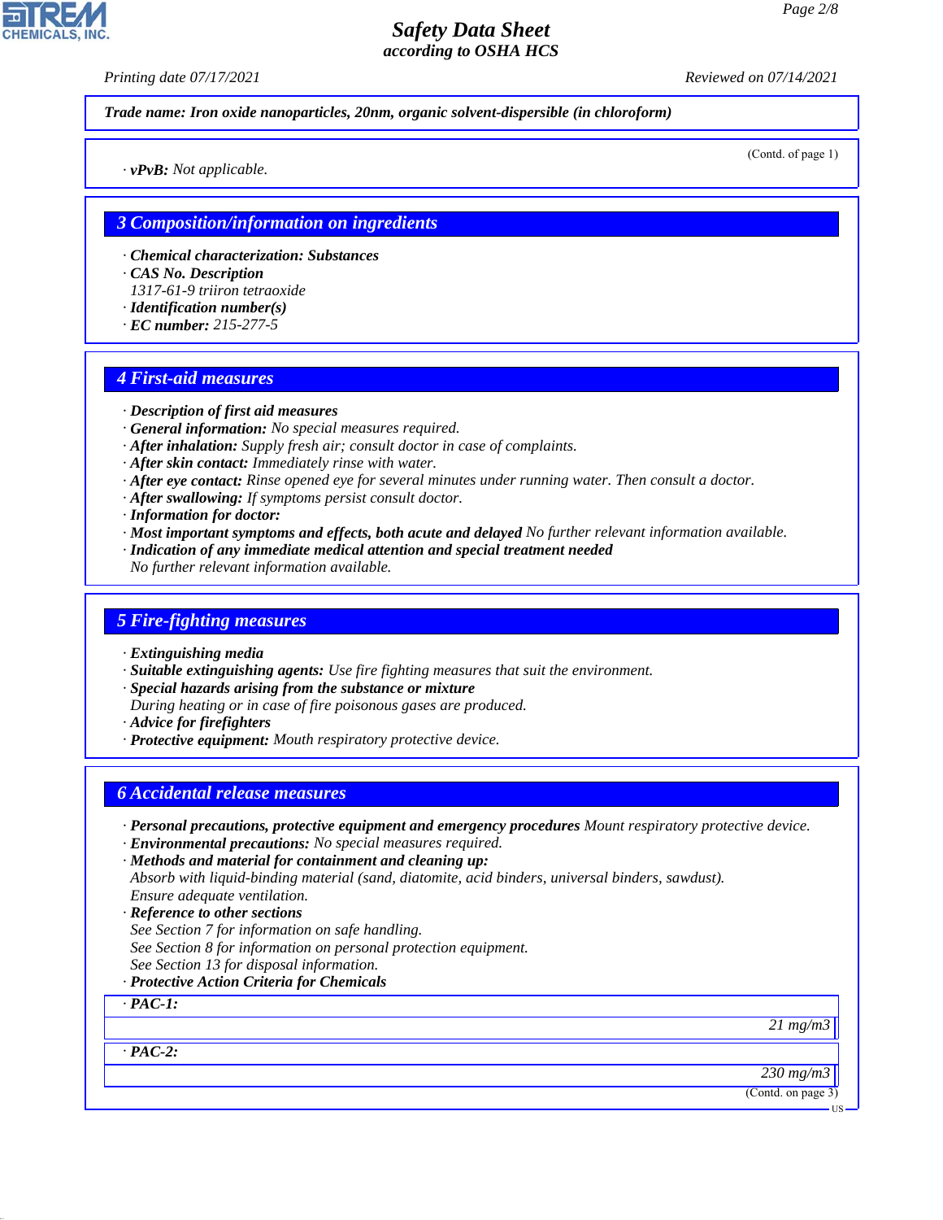*Trade name: Iron oxide nanoparticles, 20nm, organic solvent-dispersible (in chloroform)*

(Contd. of page 1)

· ***vPvB:*** *Not applicable.*

## 3 Composition/information on ingredients

· ***Chemical characterization: Substances***
· ***CAS No. Description***
*1317-61-9 triiron tetraoxide*
· ***Identification number(s)***
· ***EC number:*** *215-277-5*

## 4 First-aid measures

· ***Description of first aid measures***
· ***General information:*** *No special measures required.*
· ***After inhalation:*** *Supply fresh air; consult doctor in case of complaints.*
· ***After skin contact:*** *Immediately rinse with water.*
· ***After eye contact:*** *Rinse opened eye for several minutes under running water. Then consult a doctor.*
· ***After swallowing:*** *If symptoms persist consult doctor.*
· ***Information for doctor:***
· ***Most important symptoms and effects, both acute and delayed*** *No further relevant information available.*
· ***Indication of any immediate medical attention and special treatment needed***
*No further relevant information available.*

## 5 Fire-fighting measures

· ***Extinguishing media***
· ***Suitable extinguishing agents:*** *Use fire fighting measures that suit the environment.*
· ***Special hazards arising from the substance or mixture***
*During heating or in case of fire poisonous gases are produced.*
· ***Advice for firefighters***
· ***Protective equipment:*** *Mouth respiratory protective device.*

## 6 Accidental release measures

· ***Personal precautions, protective equipment and emergency procedures*** *Mount respiratory protective device.*
· ***Environmental precautions:*** *No special measures required.*
· ***Methods and material for containment and cleaning up:***
*Absorb with liquid-binding material (sand, diatomite, acid binders, universal binders, sawdust).*
*Ensure adequate ventilation.*
· ***Reference to other sections***
*See Section 7 for information on safe handling.*
*See Section 8 for information on personal protection equipment.*
*See Section 13 for disposal information.*
· ***Protective Action Criteria for Chemicals***

| · **PAC-1:** |
| ---: |
| *21 mg/m3* |

| · **PAC-2:** |
| ---: |
| *230 mg/m3* |

(Contd. on page 3)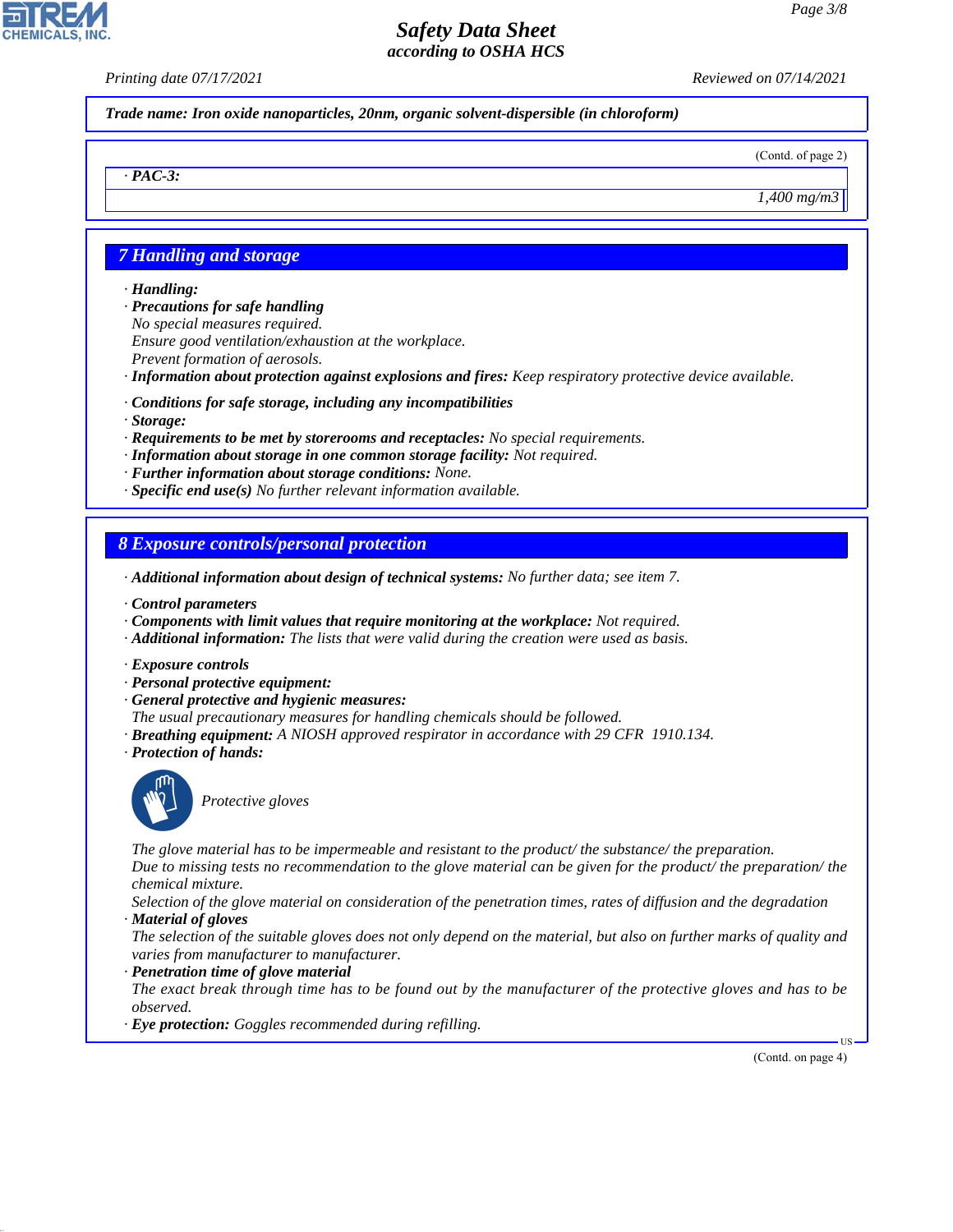Trade name: Iron oxide nanoparticles, 20nm, organic solvent-dispersible (in chloroform)

(Contd. of page 2)

| · PAC-3: |
| --- |
| 1,400 mg/m3 |

## 7 Handling and storage

- **Handling:**
- **Precautions for safe handling**
  No special measures required.
  Ensure good ventilation/exhaustion at the workplace.
  Prevent formation of aerosols.
- **Information about protection against explosions and fires:** Keep respiratory protective device available.

- **Conditions for safe storage, including any incompatibilities**
- **Storage:**
- **Requirements to be met by storerooms and receptacles:** No special requirements.
- **Information about storage in one common storage facility:** Not required.
- **Further information about storage conditions:** None.
- **Specific end use(s)** No further relevant information available.

## 8 Exposure controls/personal protection

- **Additional information about design of technical systems:** No further data; see item 7.

- **Control parameters**
- **Components with limit values that require monitoring at the workplace:** Not required.
- **Additional information:** The lists that were valid during the creation were used as basis.

- **Exposure controls**
- **Personal protective equipment:**
- **General protective and hygienic measures:**
  The usual precautionary measures for handling chemicals should be followed.
- **Breathing equipment:** A NIOSH approved respirator in accordance with 29 CFR 1910.134.
- **Protection of hands:**

  Protective gloves

  The glove material has to be impermeable and resistant to the product/ the substance/ the preparation.
  Due to missing tests no recommendation to the glove material can be given for the product/ the preparation/ the chemical mixture.
  Selection of the glove material on consideration of the penetration times, rates of diffusion and the degradation
- **Material of gloves**
  The selection of the suitable gloves does not only depend on the material, but also on further marks of quality and varies from manufacturer to manufacturer.
- **Penetration time of glove material**
  The exact break through time has to be found out by the manufacturer of the protective gloves and has to be observed.
- **Eye protection:** Goggles recommended during refilling.

(Contd. on page 4)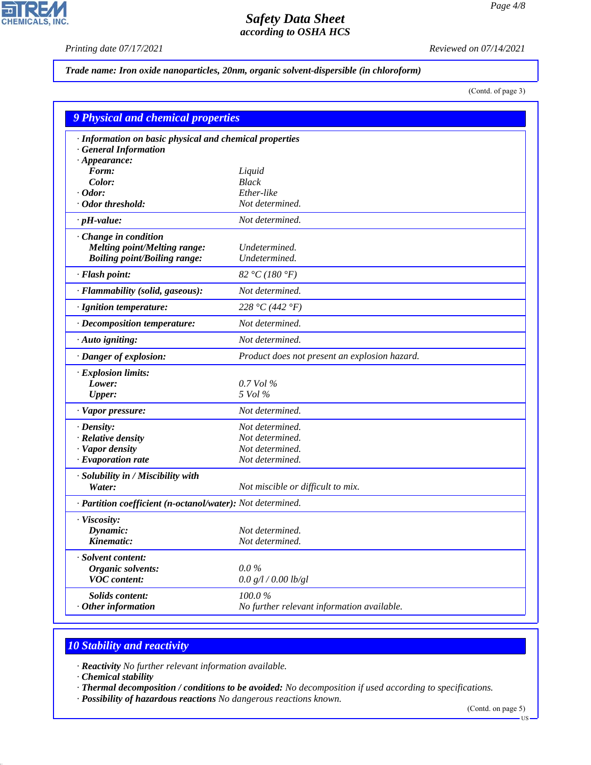Trade name: Iron oxide nanoparticles, 20nm, organic solvent-dispersible (in chloroform)

(Contd. of page 3)

## 9 Physical and chemical properties

| | |
|---|---|
| · **Information on basic physical and chemical properties** | |
| · **General Information** | |
| · **Appearance:** | |
| **Form:** | Liquid |
| **Color:** | Black |
| · **Odor:** | Ether-like |
| · **Odor threshold:** | Not determined. |
| · **pH-value:** | Not determined. |
| · **Change in condition** | |
| **Melting point/Melting range:** | Undetermined. |
| **Boiling point/Boiling range:** | Undetermined. |
| · **Flash point:** | 82 °C (180 °F) |
| · **Flammability (solid, gaseous):** | Not determined. |
| · **Ignition temperature:** | 228 °C (442 °F) |
| · **Decomposition temperature:** | Not determined. |
| · **Auto igniting:** | Not determined. |
| · **Danger of explosion:** | Product does not present an explosion hazard. |
| · **Explosion limits:** | |
| **Lower:** | 0.7 Vol % |
| **Upper:** | 5 Vol % |
| · **Vapor pressure:** | Not determined. |
| · **Density:** | Not determined. |
| · **Relative density** | Not determined. |
| · **Vapor density** | Not determined. |
| · **Evaporation rate** | Not determined. |
| · **Solubility in / Miscibility with** | |
| **Water:** | Not miscible or difficult to mix. |
| · **Partition coefficient (n-octanol/water):** | Not determined. |
| · **Viscosity:** | |
| **Dynamic:** | Not determined. |
| **Kinematic:** | Not determined. |
| · **Solvent content:** | |
| **Organic solvents:** | 0.0 % |
| **VOC content:** | 0.0 g/l / 0.00 lb/gl |
| **Solids content:** | 100.0 % |
| · **Other information** | No further relevant information available. |

## 10 Stability and reactivity

· **Reactivity** No further relevant information available.
· **Chemical stability**
· **Thermal decomposition / conditions to be avoided:** No decomposition if used according to specifications.
· **Possibility of hazardous reactions** No dangerous reactions known.

(Contd. on page 5)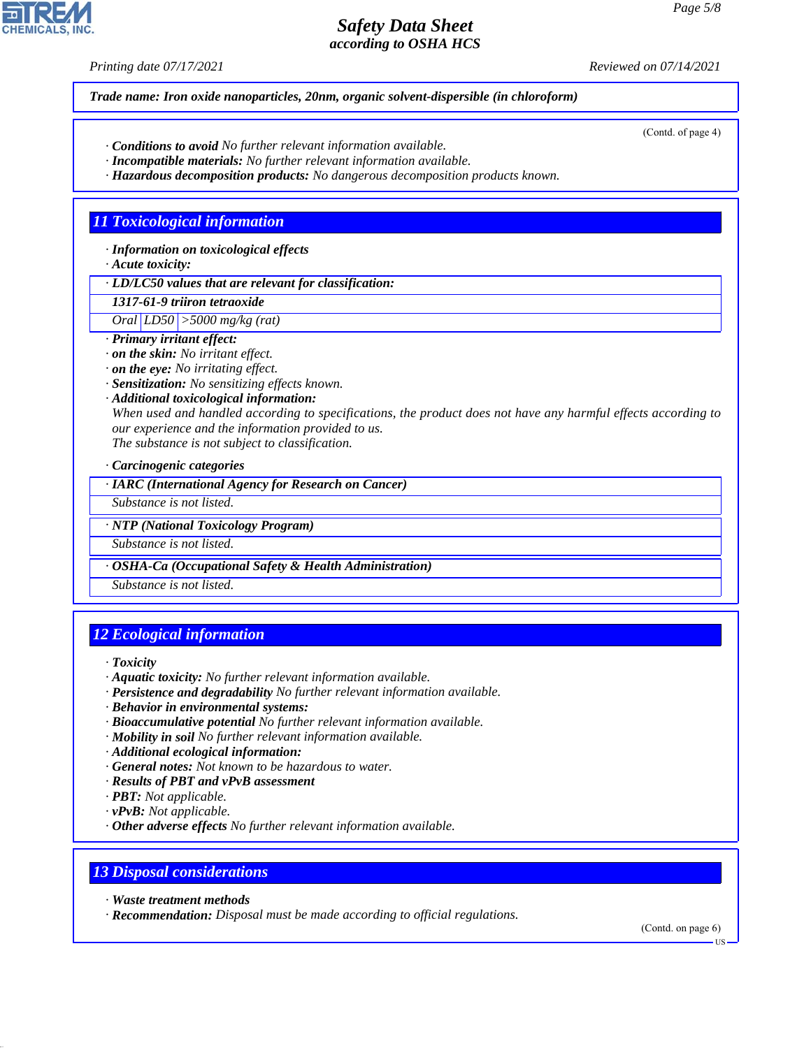**Trade name: Iron oxide nanoparticles, 20nm, organic solvent-dispersible (in chloroform)**

(Contd. of page 4)

· **Conditions to avoid** No further relevant information available.
· **Incompatible materials:** No further relevant information available.
· **Hazardous decomposition products:** No dangerous decomposition products known.

## 11 Toxicological information

· **Information on toxicological effects**
· **Acute toxicity:**

| · **LD/LC50 values that are relevant for classification:** | | |
|---|---|---|
| **1317-61-9 triiron tetraoxide** | | |
| Oral | LD50 | >5000 mg/kg (rat) |

· **Primary irritant effect:**
· **on the skin:** No irritant effect.
· **on the eye:** No irritating effect.
· **Sensitization:** No sensitizing effects known.
· **Additional toxicological information:**
When used and handled according to specifications, the product does not have any harmful effects according to our experience and the information provided to us.
The substance is not subject to classification.

· **Carcinogenic categories**

| · **IARC (International Agency for Research on Cancer)** |
|---|
| Substance is not listed. |

| · **NTP (National Toxicology Program)** |
|---|
| Substance is not listed. |

| · **OSHA-Ca (Occupational Safety & Health Administration)** |
|---|
| Substance is not listed. |

## 12 Ecological information

· **Toxicity**
· **Aquatic toxicity:** No further relevant information available.
· **Persistence and degradability** No further relevant information available.
· **Behavior in environmental systems:**
· **Bioaccumulative potential** No further relevant information available.
· **Mobility in soil** No further relevant information available.
· **Additional ecological information:**
· **General notes:** Not known to be hazardous to water.
· **Results of PBT and vPvB assessment**
· **PBT:** Not applicable.
· **vPvB:** Not applicable.
· **Other adverse effects** No further relevant information available.

## 13 Disposal considerations

· **Waste treatment methods**
· **Recommendation:** Disposal must be made according to official regulations.

(Contd. on page 6)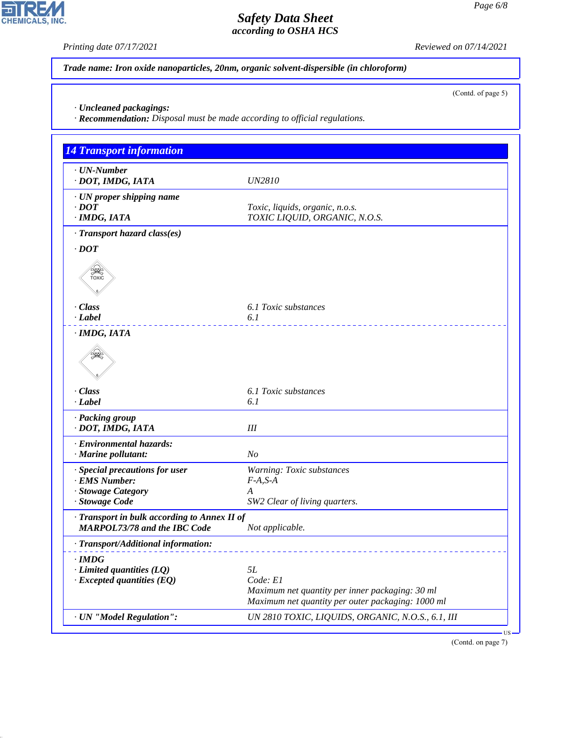**Trade name: Iron oxide nanoparticles, 20nm, organic solvent-dispersible (in chloroform)**

(Contd. of page 5)

· **Uncleaned packagings:**
· **Recommendation:** Disposal must be made according to official regulations.

## 14 Transport information

· **UN-Number**
· **DOT, IMDG, IATA** — UN2810

· **UN proper shipping name**
· **DOT** — Toxic, liquids, organic, n.o.s.
· **IMDG, IATA** — TOXIC LIQUID, ORGANIC, N.O.S.

· **Transport hazard class(es)**

· **DOT**

· **Class** — 6.1 Toxic substances
· **Label** — 6.1

· **IMDG, IATA**

· **Class** — 6.1 Toxic substances
· **Label** — 6.1

· **Packing group**
· **DOT, IMDG, IATA** — III

· **Environmental hazards:**
· **Marine pollutant:** — No

· **Special precautions for user** — Warning: Toxic substances
· **EMS Number:** — F-A,S-A
· **Stowage Category** — A
· **Stowage Code** — SW2 Clear of living quarters.

· **Transport in bulk according to Annex II of MARPOL73/78 and the IBC Code** — Not applicable.

· **Transport/Additional information:**

· **IMDG**
· **Limited quantities (LQ)** — 5L
· **Excepted quantities (EQ)** — Code: E1
Maximum net quantity per inner packaging: 30 ml
Maximum net quantity per outer packaging: 1000 ml

· **UN "Model Regulation":** — UN 2810 TOXIC, LIQUIDS, ORGANIC, N.O.S., 6.1, III

(Contd. on page 7)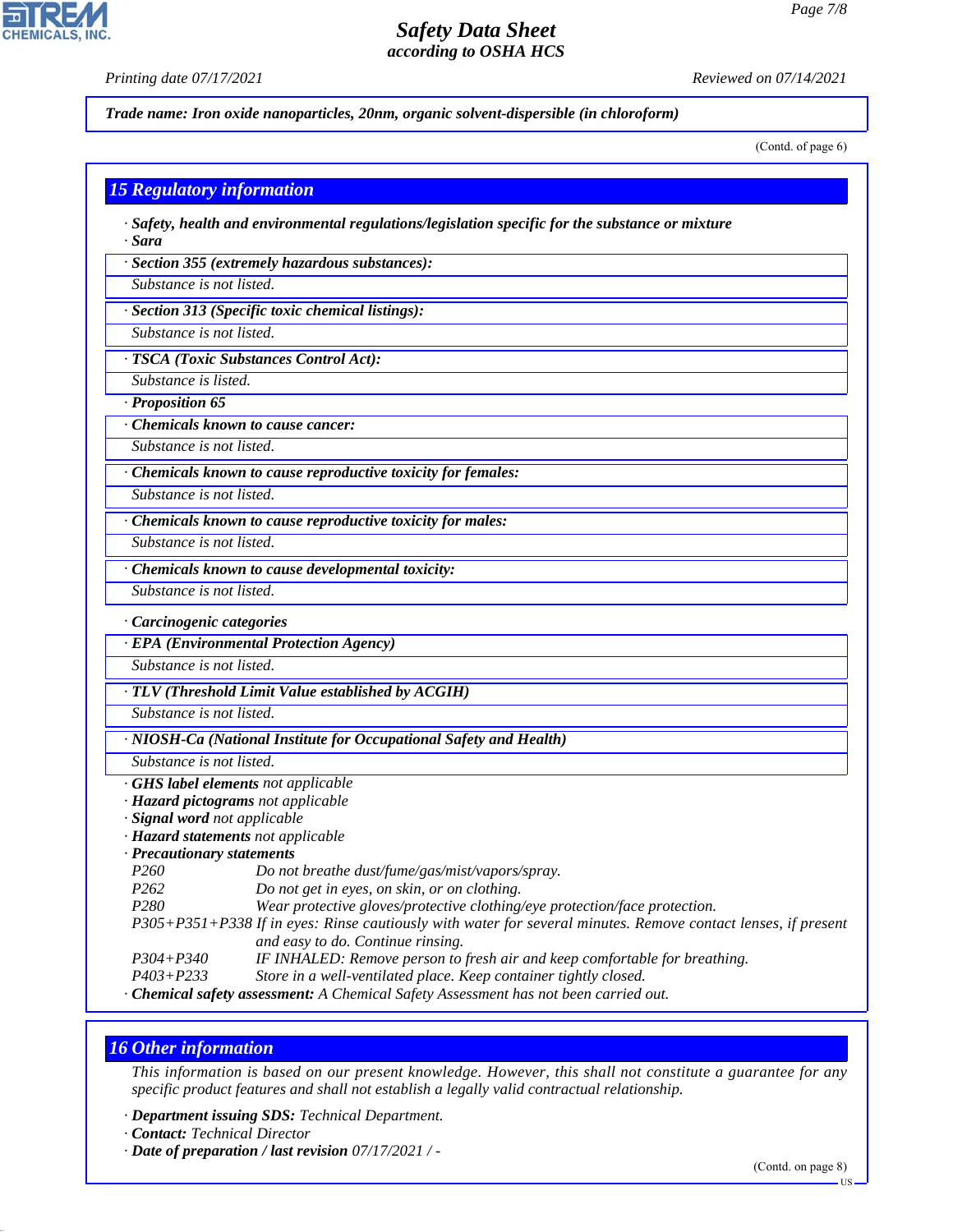Trade name: Iron oxide nanoparticles, 20nm, organic solvent-dispersible (in chloroform)

(Contd. of page 6)

## 15 Regulatory information

· **Safety, health and environmental regulations/legislation specific for the substance or mixture**
· **Sara**

· **Section 355 (extremely hazardous substances):**
Substance is not listed.

· **Section 313 (Specific toxic chemical listings):**
Substance is not listed.

· **TSCA (Toxic Substances Control Act):**
Substance is listed.

· **Proposition 65**

· **Chemicals known to cause cancer:**
Substance is not listed.

· **Chemicals known to cause reproductive toxicity for females:**
Substance is not listed.

· **Chemicals known to cause reproductive toxicity for males:**
Substance is not listed.

· **Chemicals known to cause developmental toxicity:**
Substance is not listed.

· **Carcinogenic categories**

· **EPA (Environmental Protection Agency)**
Substance is not listed.

· **TLV (Threshold Limit Value established by ACGIH)**
Substance is not listed.

· **NIOSH-Ca (National Institute for Occupational Safety and Health)**
Substance is not listed.

· **GHS label elements** not applicable
· **Hazard pictograms** not applicable
· **Signal word** not applicable
· **Hazard statements** not applicable
· **Precautionary statements**

| | |
|---|---|
| P260 | Do not breathe dust/fume/gas/mist/vapors/spray. |
| P262 | Do not get in eyes, on skin, or on clothing. |
| P280 | Wear protective gloves/protective clothing/eye protection/face protection. |
| P305+P351+P338 | If in eyes: Rinse cautiously with water for several minutes. Remove contact lenses, if present and easy to do. Continue rinsing. |
| P304+P340 | IF INHALED: Remove person to fresh air and keep comfortable for breathing. |
| P403+P233 | Store in a well-ventilated place. Keep container tightly closed. |

· **Chemical safety assessment:** A Chemical Safety Assessment has not been carried out.

## 16 Other information

This information is based on our present knowledge. However, this shall not constitute a guarantee for any specific product features and shall not establish a legally valid contractual relationship.

· **Department issuing SDS:** Technical Department.
· **Contact:** Technical Director
· **Date of preparation / last revision** 07/17/2021 / -

(Contd. on page 8)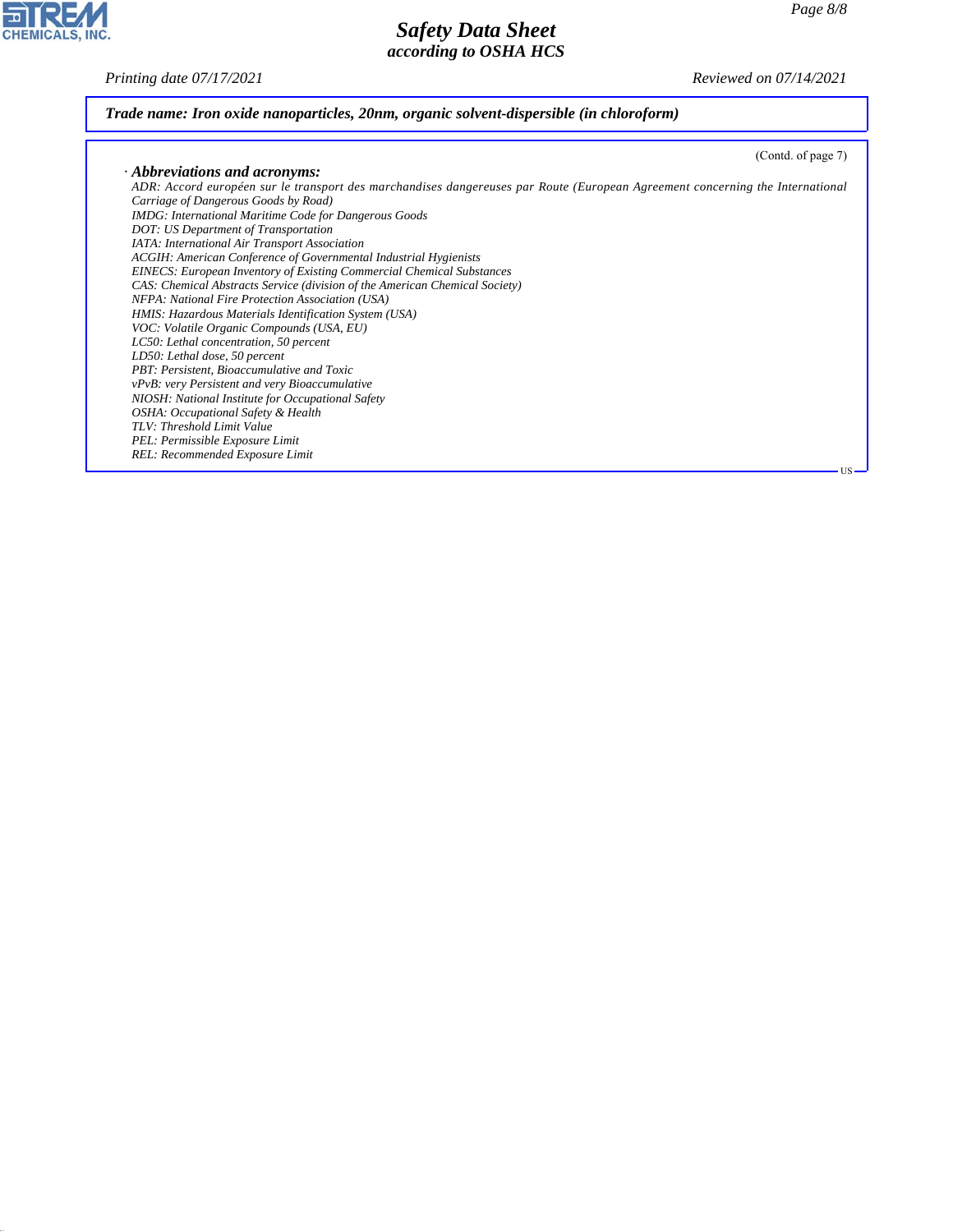**Trade name: Iron oxide nanoparticles, 20nm, organic solvent-dispersible (in chloroform)**

(Contd. of page 7)

### · Abbreviations and acronyms:

*ADR: Accord européen sur le transport des marchandises dangereuses par Route (European Agreement concerning the International Carriage of Dangerous Goods by Road)*
*IMDG: International Maritime Code for Dangerous Goods*
*DOT: US Department of Transportation*
*IATA: International Air Transport Association*
*ACGIH: American Conference of Governmental Industrial Hygienists*
*EINECS: European Inventory of Existing Commercial Chemical Substances*
*CAS: Chemical Abstracts Service (division of the American Chemical Society)*
*NFPA: National Fire Protection Association (USA)*
*HMIS: Hazardous Materials Identification System (USA)*
*VOC: Volatile Organic Compounds (USA, EU)*
*LC50: Lethal concentration, 50 percent*
*LD50: Lethal dose, 50 percent*
*PBT: Persistent, Bioaccumulative and Toxic*
*vPvB: very Persistent and very Bioaccumulative*
*NIOSH: National Institute for Occupational Safety*
*OSHA: Occupational Safety & Health*
*TLV: Threshold Limit Value*
*PEL: Permissible Exposure Limit*
*REL: Recommended Exposure Limit*